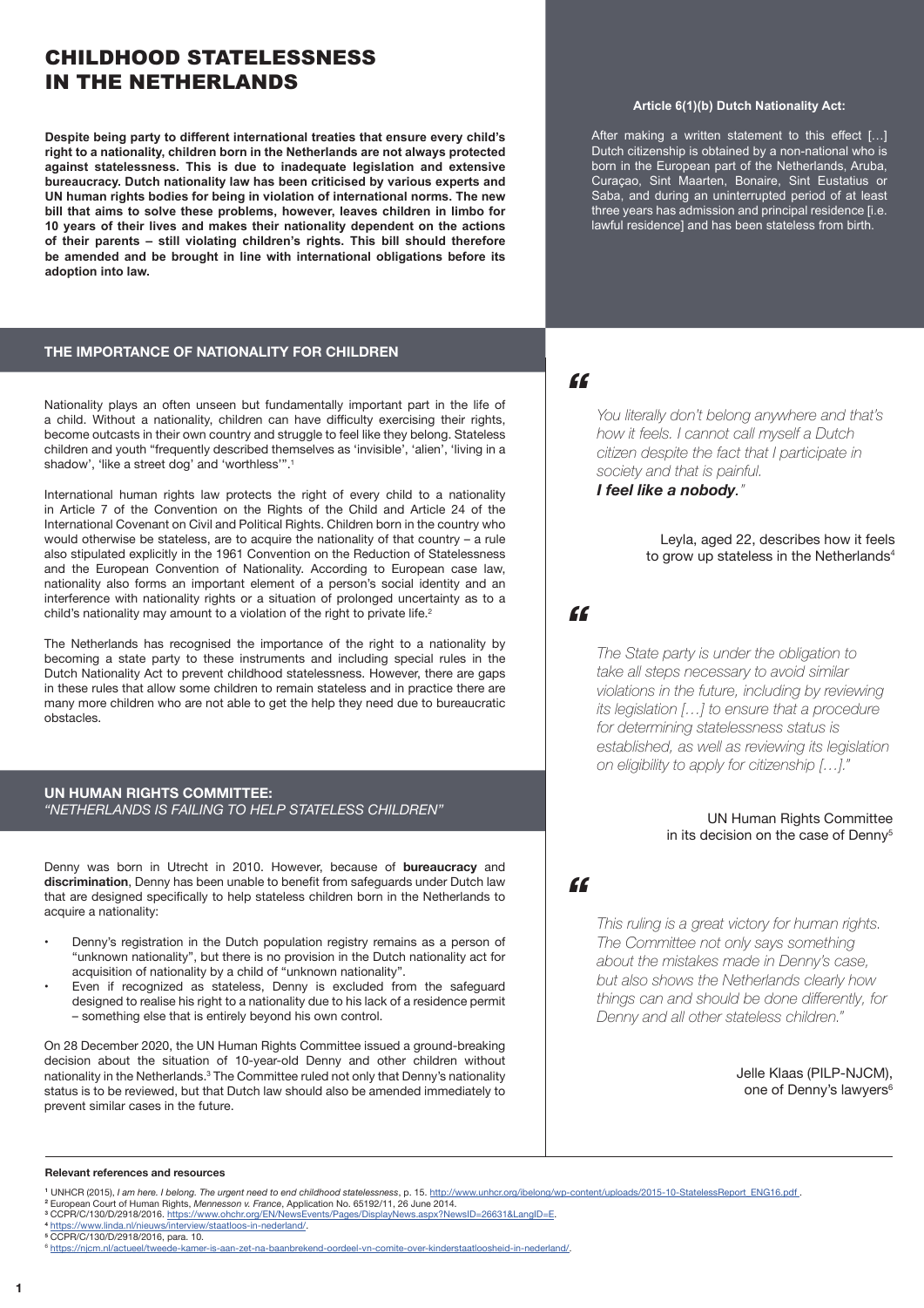# CHILDHOOD STATELESSNESS IN THE NETHERLANDS

**Despite being party to different international treaties that ensure every child's right to a nationality, children born in the Netherlands are not always protected against statelessness. This is due to inadequate legislation and extensive bureaucracy. Dutch nationality law has been criticised by various experts and UN human rights bodies for being in violation of international norms. The new bill that aims to solve these problems, however, leaves children in limbo for 10 years of their lives and makes their nationality dependent on the actions of their parents – still violating children's rights. This bill should therefore be amended and be brought in line with international obligations before its adoption into law.**

**Article 6(1)(b) Dutch Nationality Act:**

After making a written statement to this effect […] Dutch citizenship is obtained by a non-national who is born in the European part of the Netherlands, Aruba, Curaçao, Sint Maarten, Bonaire, Sint Eustatius or Saba, and during an uninterrupted period of at least three years has admission and principal residence [i.e. lawful residence] and has been stateless from birth.

## THE IMPORTANCE OF NATIONALITY FOR CHILDREN

Nationality plays an often unseen but fundamentally important part in the life of a child. Without a nationality, children can have difficulty exercising their rights, become outcasts in their own country and struggle to feel like they belong. Stateless children and youth "frequently described themselves as 'invisible', 'alien', 'living in a shadow', 'like a street dog' and 'worthless'".[1]

International human rights law protects the right of every child to a nationality in Article 7 of the Convention on the Rights of the Child and Article 24 of the International Covenant on Civil and Political Rights. Children born in the country who would otherwise be stateless, are to acquire the nationality of that country – a rule also stipulated explicitly in the 1961 Convention on the Reduction of Statelessness and the European Convention of Nationality. According to European case law, nationality also forms an important element of a person's social identity and an interference with nationality rights or a situation of prolonged uncertainty as to a child's nationality may amount to a violation of the right to private life.[2]

The Netherlands has recognised the importance of the right to a nationality by becoming a state party to these instruments and including special rules in the Dutch Nationality Act to prevent childhood statelessness. However, there are gaps in these rules that allow some children to remain stateless and in practice there are many more children who are not able to get the help they need due to bureaucratic obstacles.

> *"You literally don't belong anywhere and that's how it feels. I cannot call myself a Dutch citizen despite the fact that I participate in society and that is painful.* ***I feel like a nobody****."*
>
> Leyla, aged 22, describes how it feels to grow up stateless in the Netherlands[4]

## UN HUMAN RIGHTS COMMITTEE: *"NETHERLANDS IS FAILING TO HELP STATELESS CHILDREN"*

Denny was born in Utrecht in 2010. However, because of **bureaucracy** and **discrimination**, Denny has been unable to benefit from safeguards under Dutch law that are designed specifically to help stateless children born in the Netherlands to acquire a nationality:

- Denny's registration in the Dutch population registry remains as a person of "unknown nationality", but there is no provision in the Dutch nationality act for acquisition of nationality by a child of "unknown nationality".
- Even if recognized as stateless, Denny is excluded from the safeguard designed to realise his right to a nationality due to his lack of a residence permit – something else that is entirely beyond his own control.

On 28 December 2020, the UN Human Rights Committee issued a ground-breaking decision about the situation of 10-year-old Denny and other children without nationality in the Netherlands.[3] The Committee ruled not only that Denny's nationality status is to be reviewed, but that Dutch law should also be amended immediately to prevent similar cases in the future.

> *"The State party is under the obligation to take all steps necessary to avoid similar violations in the future, including by reviewing its legislation […] to ensure that a procedure for determining statelessness status is established, as well as reviewing its legislation on eligibility to apply for citizenship […]."*
>
> UN Human Rights Committee in its decision on the case of Denny[5]

> *"This ruling is a great victory for human rights. The Committee not only says something about the mistakes made in Denny's case, but also shows the Netherlands clearly how things can and should be done differently, for Denny and all other stateless children."*
>
> Jelle Klaas (PILP-NJCM), one of Denny's lawyers[6]

**Relevant references and resources**

[1] UNHCR (2015), *I am here. I belong. The urgent need to end childhood statelessness*, p. 15. http://www.unhcr.org/ibelong/wp-content/uploads/2015-10-StatelessReport_ENG16.pdf .
[2] European Court of Human Rights, *Mennesson v. France*, Application No. 65192/11, 26 June 2014.
[3] CCPR/C/130/D/2918/2016. https://www.ohchr.org/EN/NewsEvents/Pages/DisplayNews.aspx?NewsID=26631&LangID=E.
[4] https://www.linda.nl/nieuws/interview/staatloos-in-nederland/.
[5] CCPR/C/130/D/2918/2016, para. 10.
[6] https://njcm.nl/actueel/tweede-kamer-is-aan-zet-na-baanbrekend-oordeel-vn-comite-over-kinderstaatloosheid-in-nederland/.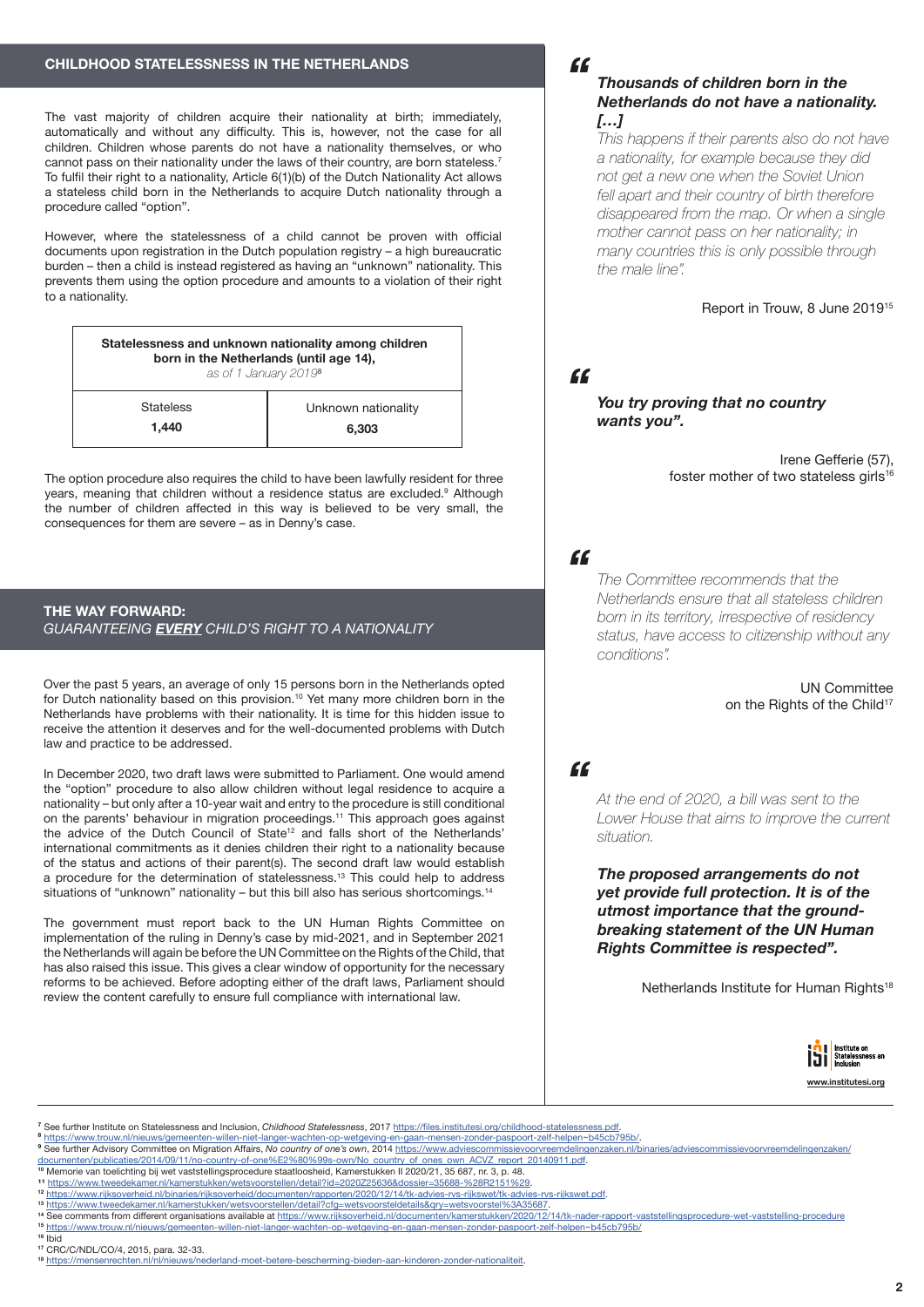## CHILDHOOD STATELESSNESS IN THE NETHERLANDS

The vast majority of children acquire their nationality at birth; immediately, automatically and without any difficulty. This is, however, not the case for all children. Children whose parents do not have a nationality themselves, or who cannot pass on their nationality under the laws of their country, are born stateless.[7] To fulfil their right to a nationality, Article 6(1)(b) of the Dutch Nationality Act allows a stateless child born in the Netherlands to acquire Dutch nationality through a procedure called "option".

However, where the statelessness of a child cannot be proven with official documents upon registration in the Dutch population registry – a high bureaucratic burden – then a child is instead registered as having an "unknown" nationality. This prevents them using the option procedure and amounts to a violation of their right to a nationality.

**Statelessness and unknown nationality among children born in the Netherlands (until age 14),** *as of 1 January 2019*[8]

| Stateless | Unknown nationality |
|---|---|
| **1,440** | **6,303** |

The option procedure also requires the child to have been lawfully resident for three years, meaning that children without a residence status are excluded.[9] Although the number of children affected in this way is believed to be very small, the consequences for them are severe – as in Denny's case.

## THE WAY FORWARD:

*GUARANTEEING **EVERY** CHILD'S RIGHT TO A NATIONALITY*

Over the past 5 years, an average of only 15 persons born in the Netherlands opted for Dutch nationality based on this provision.[10] Yet many more children born in the Netherlands have problems with their nationality. It is time for this hidden issue to receive the attention it deserves and for the well-documented problems with Dutch law and practice to be addressed.

In December 2020, two draft laws were submitted to Parliament. One would amend the "option" procedure to also allow children without legal residence to acquire a nationality – but only after a 10-year wait and entry to the procedure is still conditional on the parents' behaviour in migration proceedings.[11] This approach goes against the advice of the Dutch Council of State[12] and falls short of the Netherlands' international commitments as it denies children their right to a nationality because of the status and actions of their parent(s). The second draft law would establish a procedure for the determination of statelessness.[13] This could help to address situations of "unknown" nationality – but this bill also has serious shortcomings.[14]

The government must report back to the UN Human Rights Committee on implementation of the ruling in Denny's case by mid-2021, and in September 2021 the Netherlands will again be before the UN Committee on the Rights of the Child, that has also raised this issue. This gives a clear window of opportunity for the necessary reforms to be achieved. Before adopting either of the draft laws, Parliament should review the content carefully to ensure full compliance with international law.

> ***Thousands of children born in the Netherlands do not have a nationality. […]***
>
> *This happens if their parents also do not have a nationality, for example because they did not get a new one when the Soviet Union fell apart and their country of birth therefore disappeared from the map. Or when a single mother cannot pass on her nationality; in many countries this is only possible through the male line".*
>
> Report in Trouw, 8 June 2019[15]

> ***You try proving that no country wants you".***
>
> Irene Gefferie (57), foster mother of two stateless girls[16]

> *The Committee recommends that the Netherlands ensure that all stateless children born in its territory, irrespective of residency status, have access to citizenship without any conditions".*
>
> UN Committee on the Rights of the Child[17]

> *At the end of 2020, a bill was sent to the Lower House that aims to improve the current situation.*
>
> ***The proposed arrangements do not yet provide full protection. It is of the utmost importance that the ground-breaking statement of the UN Human Rights Committee is respected".***
>
> Netherlands Institute for Human Rights[18]

Institute on Statelessness and Inclusion

www.institutesi.org

---

[7] See further Institute on Statelessness and Inclusion, *Childhood Statelessness*, 2017 https://files.institutesi.org/childhood-statelessness.pdf.
[8] https://www.trouw.nl/nieuws/gemeenten-willen-niet-langer-wachten-op-wetgeving-en-gaan-mensen-zonder-paspoort-zelf-helpen~b45cb795b/.
[9] See further Advisory Committee on Migration Affairs, *No country of one's own*, 2014 https://www.adviescommissievoorvreemdelingenzaken.nl/binaries/adviescommissievoorvreemdelingenzaken/documenten/publicaties/2014/09/11/no-country-of-one%E2%80%99s-own/No_country_of_ones_own_ACVZ_report_20140911.pdf.
[10] Memorie van toelichting bij wet vaststellingsprocedure staatloosheid, Kamerstukken II 2020/21, 35 687, nr. 3, p. 48.
[11] https://www.tweedekamer.nl/kamerstukken/wetsvoorstellen/detail?id=2020Z25636&dossier=35688-%28R2151%29.
[12] https://www.rijksoverheid.nl/binaries/rijksoverheid/documenten/rapporten/2020/12/14/tk-advies-rvs-rijkswet/tk-advies-rvs-rijkswet.pdf.
[13] https://www.tweedekamer.nl/kamerstukken/wetsvoorstellen/detail?cfg=wetsvoorsteldetails&qry=wetsvoorstel%3A35687.
[14] See comments from different organisations available at https://www.rijksoverheid.nl/documenten/kamerstukken/2020/12/14/tk-nader-rapport-vaststellingsprocedure-wet-vaststelling-procedure
[15] https://www.trouw.nl/nieuws/gemeenten-willen-niet-langer-wachten-op-wetgeving-en-gaan-mensen-zonder-paspoort-zelf-helpen~b45cb795b/
[16] Ibid
[17] CRC/C/NDL/CO/4, 2015, para. 32-33.
[18] https://mensenrechten.nl/nl/nieuws/nederland-moet-betere-bescherming-bieden-aan-kinderen-zonder-nationaliteit.